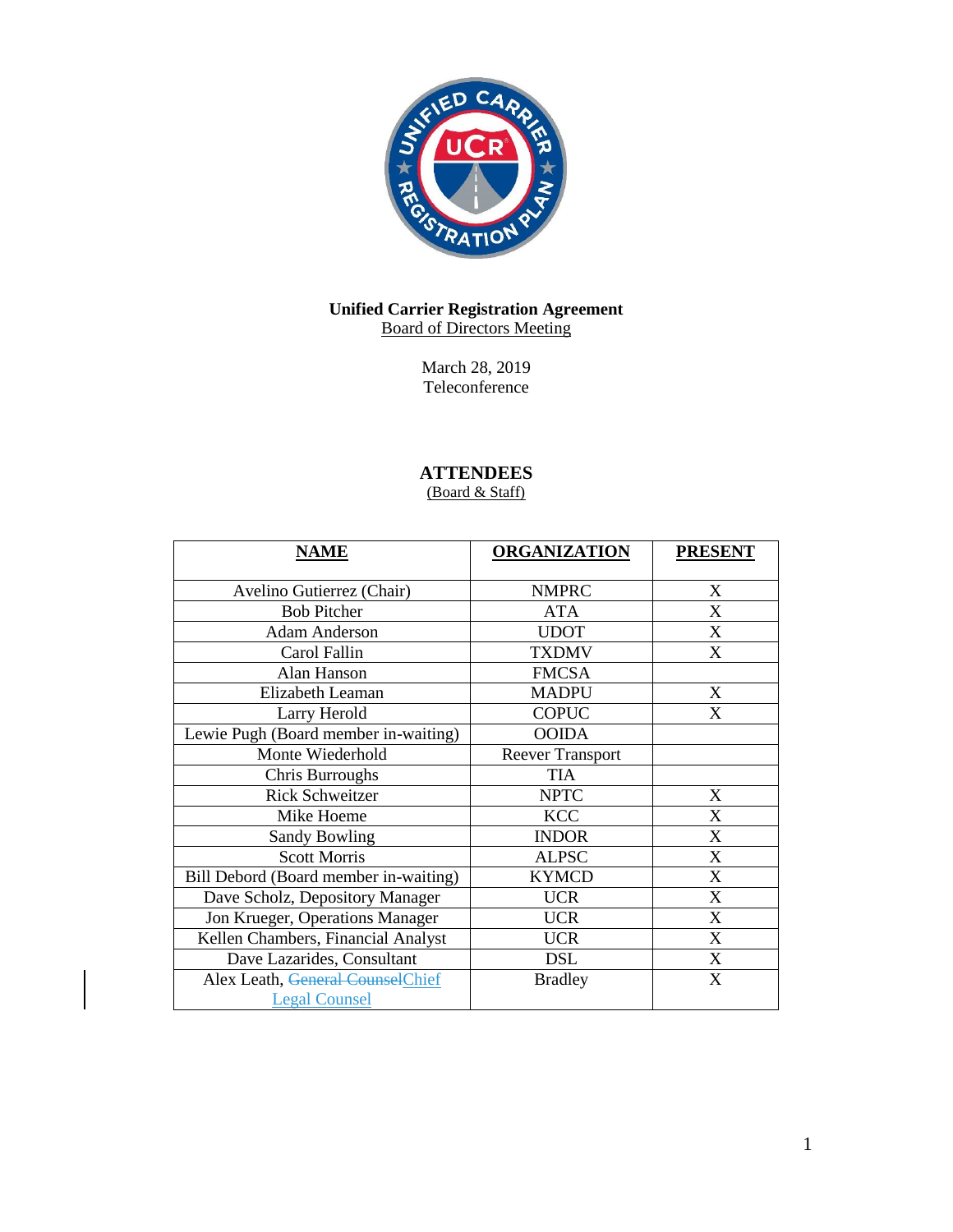**Unified Carrier Registration Agreement**
Board of Directors Meeting

March 28, 2019
Teleconference

## ATTENDEES

(Board & Staff)

| NAME | ORGANIZATION | PRESENT |
|---|---|---|
| Avelino Gutierrez (Chair) | NMPRC | X |
| Bob Pitcher | ATA | X |
| Adam Anderson | UDOT | X |
| Carol Fallin | TXDMV | X |
| Alan Hanson | FMCSA | |
| Elizabeth Leaman | MADPU | X |
| Larry Herold | COPUC | X |
| Lewie Pugh (Board member in-waiting) | OOIDA | |
| Monte Wiederhold | Reever Transport | |
| Chris Burroughs | TIA | |
| Rick Schweitzer | NPTC | X |
| Mike Hoeme | KCC | X |
| Sandy Bowling | INDOR | X |
| Scott Morris | ALPSC | X |
| Bill Debord (Board member in-waiting) | KYMCD | X |
| Dave Scholz, Depository Manager | UCR | X |
| Jon Krueger, Operations Manager | UCR | X |
| Kellen Chambers, Financial Analyst | UCR | X |
| Dave Lazarides, Consultant | DSL | X |
| Alex Leath, ~~General Counsel~~Chief Legal Counsel | Bradley | X |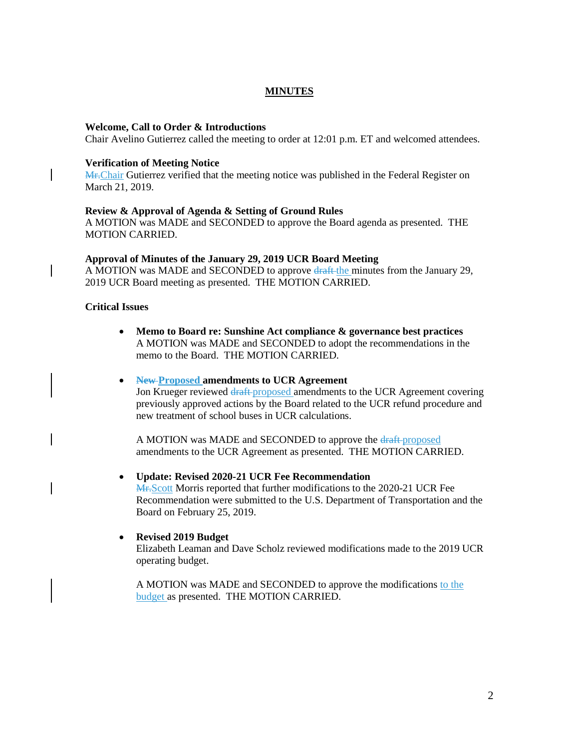# MINUTES

**Welcome, Call to Order & Introductions**
Chair Avelino Gutierrez called the meeting to order at 12:01 p.m. ET and welcomed attendees.

**Verification of Meeting Notice**
~~Mr.~~Chair Gutierrez verified that the meeting notice was published in the Federal Register on March 21, 2019.

**Review & Approval of Agenda & Setting of Ground Rules**
A MOTION was MADE and SECONDED to approve the Board agenda as presented. THE MOTION CARRIED.

**Approval of Minutes of the January 29, 2019 UCR Board Meeting**
A MOTION was MADE and SECONDED to approve ~~draft~~ the minutes from the January 29, 2019 UCR Board meeting as presented. THE MOTION CARRIED.

**Critical Issues**

- **Memo to Board re: Sunshine Act compliance & governance best practices**
  A MOTION was MADE and SECONDED to adopt the recommendations in the memo to the Board. THE MOTION CARRIED.

- **~~New~~ Proposed amendments to UCR Agreement**
  Jon Krueger reviewed ~~draft~~ proposed amendments to the UCR Agreement covering previously approved actions by the Board related to the UCR refund procedure and new treatment of school buses in UCR calculations.

  A MOTION was MADE and SECONDED to approve the ~~draft~~ proposed amendments to the UCR Agreement as presented. THE MOTION CARRIED.

- **Update: Revised 2020-21 UCR Fee Recommendation**
  ~~Mr.~~Scott Morris reported that further modifications to the 2020-21 UCR Fee Recommendation were submitted to the U.S. Department of Transportation and the Board on February 25, 2019.

- **Revised 2019 Budget**
  Elizabeth Leaman and Dave Scholz reviewed modifications made to the 2019 UCR operating budget.

  A MOTION was MADE and SECONDED to approve the modifications to the budget as presented. THE MOTION CARRIED.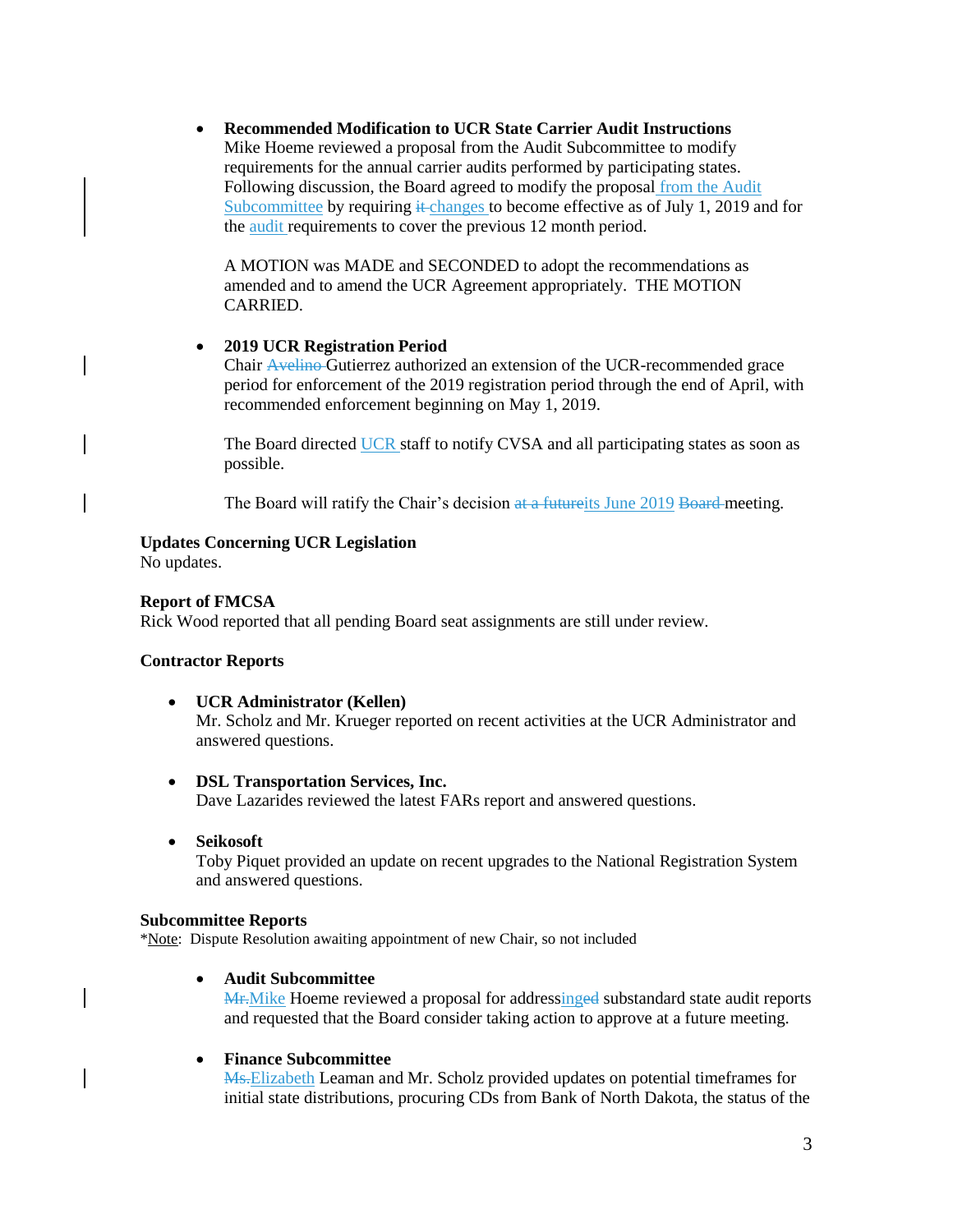- **Recommended Modification to UCR State Carrier Audit Instructions**
  Mike Hoeme reviewed a proposal from the Audit Subcommittee to modify requirements for the annual carrier audits performed by participating states. Following discussion, the Board agreed to modify the proposal from the Audit Subcommittee by requiring changes to become effective as of July 1, 2019 and for the audit requirements to cover the previous 12 month period.

  A MOTION was MADE and SECONDED to adopt the recommendations as amended and to amend the UCR Agreement appropriately. THE MOTION CARRIED.

- **2019 UCR Registration Period**
  Chair Gutierrez authorized an extension of the UCR-recommended grace period for enforcement of the 2019 registration period through the end of April, with recommended enforcement beginning on May 1, 2019.

  The Board directed UCR staff to notify CVSA and all participating states as soon as possible.

  The Board will ratify the Chair's decision at its June 2019 meeting.

**Updates Concerning UCR Legislation**
No updates.

**Report of FMCSA**
Rick Wood reported that all pending Board seat assignments are still under review.

**Contractor Reports**

- **UCR Administrator (Kellen)**
  Mr. Scholz and Mr. Krueger reported on recent activities at the UCR Administrator and answered questions.

- **DSL Transportation Services, Inc.**
  Dave Lazarides reviewed the latest FARs report and answered questions.

- **Seikosoft**
  Toby Piquet provided an update on recent upgrades to the National Registration System and answered questions.

**Subcommittee Reports**
*Note: Dispute Resolution awaiting appointment of new Chair, so not included

- **Audit Subcommittee**
  Mike Hoeme reviewed a proposal for addressing substandard state audit reports and requested that the Board consider taking action to approve at a future meeting.

- **Finance Subcommittee**
  Elizabeth Leaman and Mr. Scholz provided updates on potential timeframes for initial state distributions, procuring CDs from Bank of North Dakota, the status of the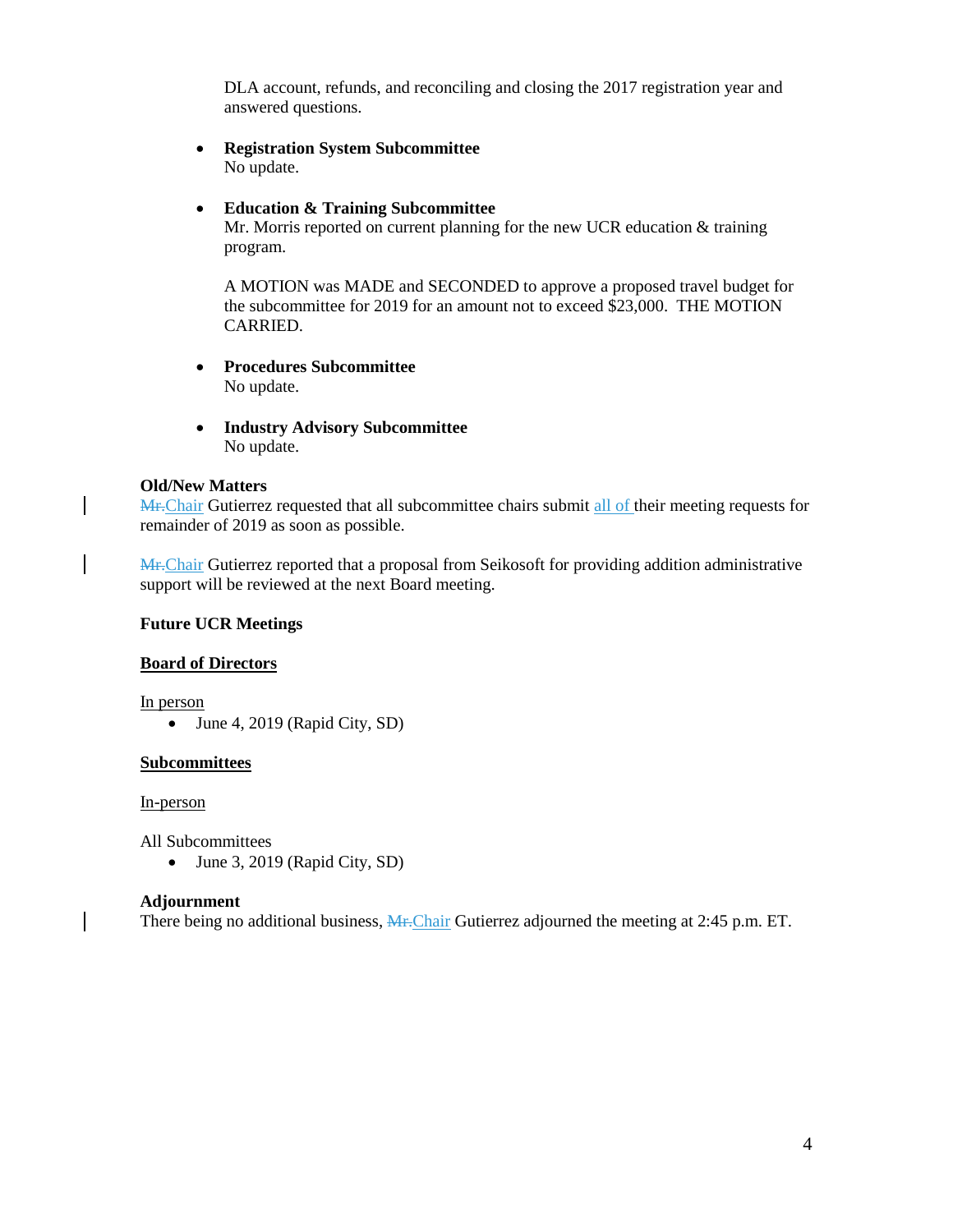DLA account, refunds, and reconciling and closing the 2017 registration year and answered questions.

- **Registration System Subcommittee**
  No update.

- **Education & Training Subcommittee**
  Mr. Morris reported on current planning for the new UCR education & training program.

  A MOTION was MADE and SECONDED to approve a proposed travel budget for the subcommittee for 2019 for an amount not to exceed $23,000. THE MOTION CARRIED.

- **Procedures Subcommittee**
  No update.

- **Industry Advisory Subcommittee**
  No update.

**Old/New Matters**
~~Mr.~~Chair Gutierrez requested that all subcommittee chairs submit all of their meeting requests for remainder of 2019 as soon as possible.

~~Mr.~~Chair Gutierrez reported that a proposal from Seikosoft for providing addition administrative support will be reviewed at the next Board meeting.

**Future UCR Meetings**

**Board of Directors**

In person

- June 4, 2019 (Rapid City, SD)

**Subcommittees**

In-person

All Subcommittees

- June 3, 2019 (Rapid City, SD)

**Adjournment**
There being no additional business, ~~Mr.~~Chair Gutierrez adjourned the meeting at 2:45 p.m. ET.